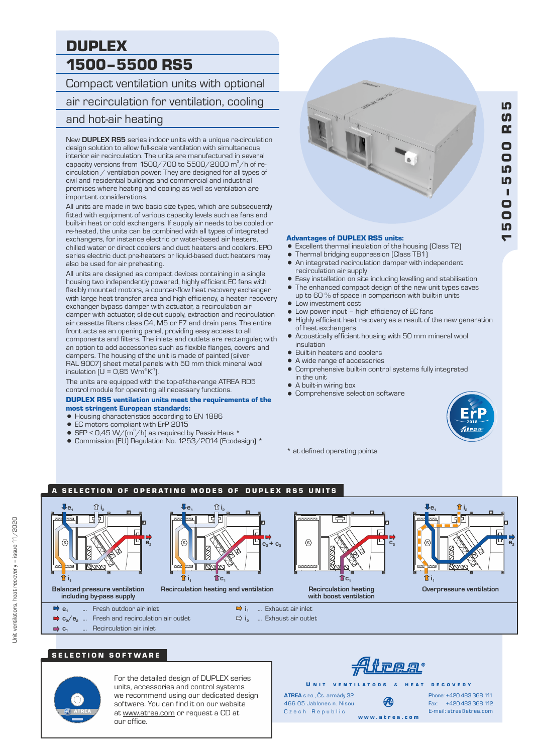# DUPLEX
# 1500–5500 RS5

## Compact ventilation units with optional air recirculation for ventilation, cooling and hot-air heating

New **DUPLEX RS5** series indoor units with a unique re-circulation design solution to allow full-scale ventilation with simultaneous interior air recirculation. The units are manufactured in several capacity versions from 1500/700 to 5500/2000 $m^3/h$ of re-circulation / ventilation power. They are designed for all types of civil and residential buildings and commercial and industrial premises where heating and cooling as well as ventilation are important considerations.

All units are made in two basic size types, which are subsequently fitted with equipment of various capacity levels such as fans and built-in heat or cold exchangers. If supply air needs to be cooled or re-heated, the units can be combined with all types of integrated exchangers, for instance electric or water-based air heaters, chilled water or direct coolers and duct heaters and coolers. EPO series electric duct pre-heaters or liquid-based duct heaters may also be used for air preheating.

All units are designed as compact devices containing in a single housing two independently powered, highly efficient EC fans with flexibly mounted motors, a counter-flow heat recovery exchanger with large heat transfer area and high efficiency, a heater recovery exchanger bypass damper with actuator, a recirculation air damper with actuator, slide-out supply, extraction and recirculation air cassette filters class G4, M5 or F7 and drain pans. The entire front acts as an opening panel, providing easy access to all components and filters. The inlets and outlets are rectangular, with an option to add accessories such as flexible flanges, covers and dampers. The housing of the unit is made of painted (silver RAL 9007) sheet metal panels with 50 mm thick mineral wool insulation (U = 0,85 $Wm^{-2}K^{-1}$).

The units are equipped with the top-of-the-range ATREA RD5 control module for operating all necessary functions.

**DUPLEX RS5 ventilation units meet the requirements of the most stringent European standards:**

- Housing characteristics according to EN 1886
- EC motors compliant with ErP 2015
- SFP < 0,45 W/($m^3$/h) as required by Passiv Haus *
- Commission (EU) Regulation No. 1253/2014 (Ecodesign) *

**Advantages of DUPLEX RS5 units:**

- Excellent thermal insulation of the housing (Class T2)
- Thermal bridging suppression (Class TB1)
- An integrated recirculation damper with independent recirculation air supply
- Easy installation on site including levelling and stabilisation
- The enhanced compact design of the new unit types saves up to 60 % of space in comparison with built-in units
- Low investment cost
- Low power input – high efficiency of EC fans
- Highly efficient heat recovery as a result of the new generation of heat exchangers
- Acoustically efficient housing with 50 mm mineral wool insulation
- Built-in heaters and coolers
- A wide range of accessories
- Comprehensive built-in control systems fully integrated in the unit
- A built-in wiring box
- Comprehensive selection software

ErP 2018 Atrea

\* at defined operating points

## A SELECTION OF OPERATING MODES OF DUPLEX RS5 UNITS

Balanced pressure ventilation including by-pass supply

Recirculation heating and ventilation

Recirculation heating with boost ventilation

Overpressure ventilation

- $e_1$ ... Fresh outdoor air inlet
- $c_2/e_2$ ... Fresh and recirculation air outlet
- $c_1$ ... Recirculation air inlet
- $i_1$ ... Exhaust air inlet
- $i_2$ ... Exhaust air outlet

## SELECTION SOFTWARE

For the detailed design of DUPLEX series units, accessories and control systems we recommend using our dedicated design software. You can find it on our website at www.atrea.com or request a CD at our office.

Atrea®

UNIT VENTILATORS & HEAT RECOVERY

**ATREA** s.r.o., Čs. armády 32
466 05 Jablonec n. Nisou
Czech Republic

Phone: +420 483 368 111
Fax: +420 483 368 112
E-mail: atrea@atrea.com

www.atrea.com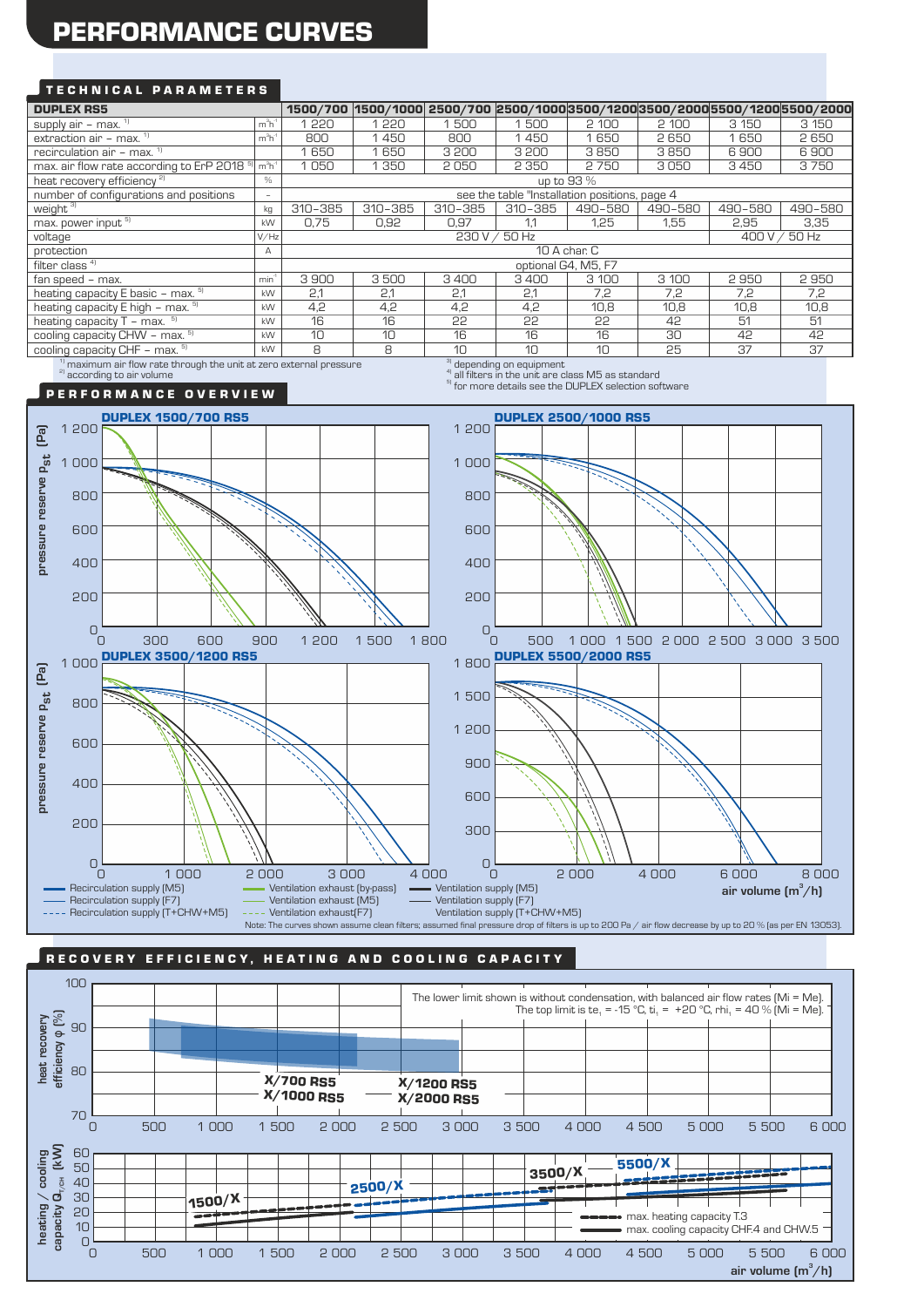# PERFORMANCE CURVES

## TECHNICAL PARAMETERS

| DUPLEX RS5 | | 1500/700 | 1500/1000 | 2500/700 | 2500/1000 | 3500/1200 | 3500/2000 | 5500/1200 | 5500/2000 |
|---|---|---|---|---|---|---|---|---|---|
| supply air – max. [1] | $m^3h^{-1}$ | 1 220 | 1 220 | 1 500 | 1 500 | 2 100 | 2 100 | 3 150 | 3 150 |
| extraction air – max. [1] | $m^3h^{-1}$ | 800 | 1 450 | 800 | 1 450 | 1 650 | 2 650 | 1 650 | 2 650 |
| recirculation air – max. [1] | $m^3h^{-1}$ | 1 650 | 1 650 | 3 200 | 3 200 | 3 850 | 3 850 | 6 900 | 6 900 |
| max. air flow rate according to ErP 2018 [5] | $m^3h^{-1}$ | 1 050 | 1 350 | 2 050 | 2 350 | 2 750 | 3 050 | 3 450 | 3 750 |
| heat recovery efficiency [2] | % | up to 93 % | | | | | | | |
| number of configurations and positions | – | see the table "Installation positions, page 4 | | | | | | | |
| weight [3] | kg | 310–385 | 310–385 | 310–385 | 310–385 | 490–580 | 490–580 | 490–580 | 490–580 |
| max. power input [5] | kW | 0,75 | 0,92 | 0,97 | 1,1 | 1,25 | 1,55 | 2,95 | 3,35 |
| voltage | V/Hz | 230 V / 50 Hz | | | | | | 400 V / 50 Hz | |
| protection | A | 10 A char. C | | | | | | | |
| filter class [4] | | optional G4, M5, F7 | | | | | | | |
| fan speed – max. | $min^{-1}$ | 3 900 | 3 500 | 3 400 | 3 400 | 3 100 | 3 100 | 2 950 | 2 950 |
| heating capacity E basic – max. [5] | kW | 2,1 | 2,1 | 2,1 | 2,1 | 7,2 | 7,2 | 7,2 | 7,2 |
| heating capacity E high – max. [5] | kW | 4,2 | 4,2 | 4,2 | 4,2 | 10,8 | 10,8 | 10,8 | 10,8 |
| heating capacity T – max. [5] | kW | 16 | 16 | 22 | 22 | 22 | 42 | 51 | 51 |
| cooling capacity CHW – max. [5] | kW | 10 | 10 | 16 | 16 | 16 | 30 | 42 | 42 |
| cooling capacity CHF – max. [5] | kW | 8 | 8 | 10 | 10 | 10 | 25 | 37 | 37 |

[1] maximum air flow rate through the unit at zero external pressure
[2] according to air volume
[3] depending on equipment
[4] all filters in the unit are class M5 as standard
[5] for more details see the DUPLEX selection software

## PERFORMANCE OVERVIEW

DUPLEX 1500/700 RS5 — DUPLEX 2500/1000 RS5 — DUPLEX 3500/1200 RS5 — DUPLEX 5500/2000 RS5

pressure reserve $p_{st}$ [Pa] — air volume [$m^3$/h]

- Recirculation supply (M5)
- Recirculation supply (F7)
- Recirculation supply (T+CHW+M5)
- Ventilation exhaust (by-pass)
- Ventilation exhaust (M5)
- Ventilation exhaust(F7)
- Ventilation supply (M5)
- Ventilation supply (F7)
- Ventilation supply (T+CHW+M5)

Note: The curves shown assume clean filters; assumed final pressure drop of filters is up to 200 Pa / air flow decrease by up to 20 % (as per EN 13053).

## RECOVERY EFFICIENCY, HEATING AND COOLING CAPACITY

heat recovery efficiency φ (%)

The lower limit shown is without condensation, with balanced air flow rates (Mi = Me). The top limit is $te_1$ = -15 °C, $ti_1$ = +20 °C, $rhi_1$ = 40 % (Mi = Me).

X/700 RS5, X/1000 RS5, X/1200 RS5, X/2000 RS5

heating / cooling capacity $Q_{T/CH}$ (kW)

1500/X, 2500/X, 3500/X, 5500/X

- max. heating capacity T.3
- max. cooling capacity CHF.4 and CHW.5

air volume [$m^3$/h]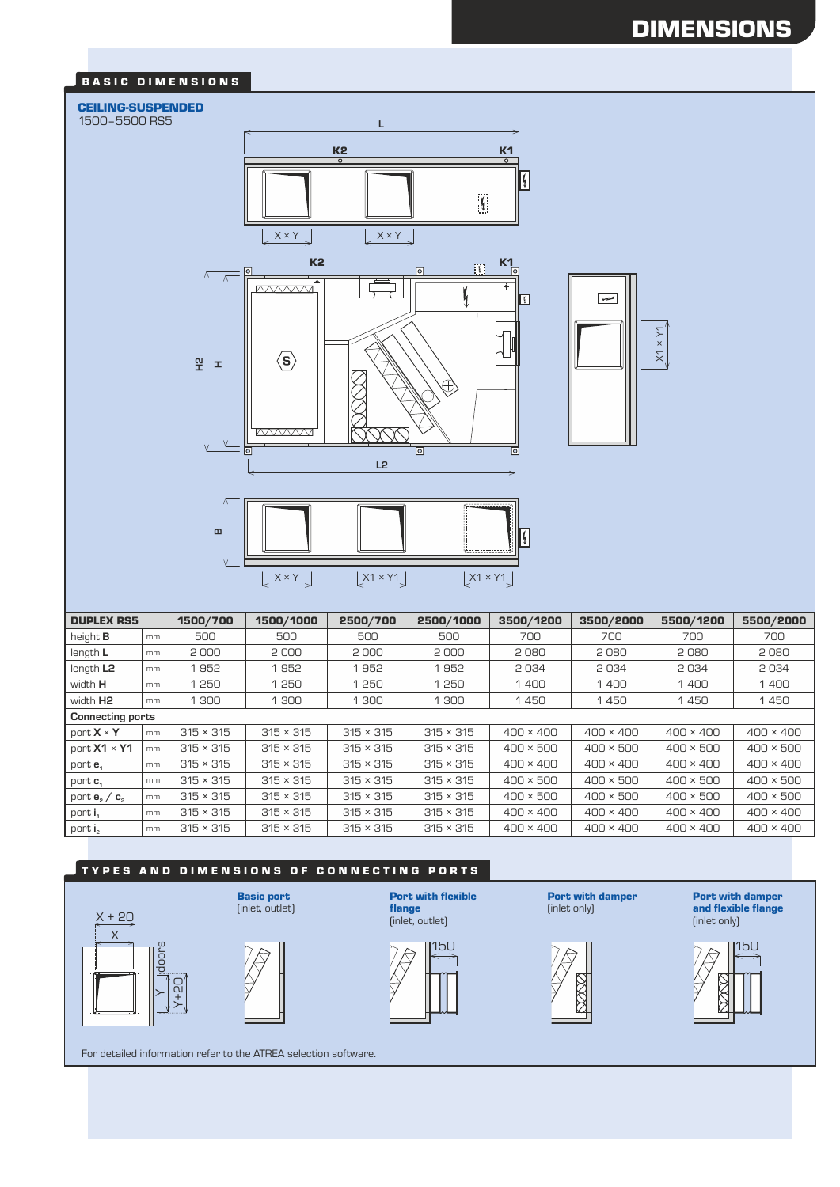# DIMENSIONS

## BASIC DIMENSIONS

### CEILING-SUSPENDED

1500–5500 RS5

| DUPLEX RS5 | | 1500/700 | 1500/1000 | 2500/700 | 2500/1000 | 3500/1200 | 3500/2000 | 5500/1200 | 5500/2000 |
|---|---|---|---|---|---|---|---|---|---|
| height **B** | mm | 500 | 500 | 500 | 500 | 700 | 700 | 700 | 700 |
| length **L** | mm | 2 000 | 2 000 | 2 000 | 2 000 | 2 080 | 2 080 | 2 080 | 2 080 |
| length **L2** | mm | 1 952 | 1 952 | 1 952 | 1 952 | 2 034 | 2 034 | 2 034 | 2 034 |
| width **H** | mm | 1 250 | 1 250 | 1 250 | 1 250 | 1 400 | 1 400 | 1 400 | 1 400 |
| width **H2** | mm | 1 300 | 1 300 | 1 300 | 1 300 | 1 450 | 1 450 | 1 450 | 1 450 |
| **Connecting ports** | | | | | | | | | |
| port **X** × **Y** | mm | 315 × 315 | 315 × 315 | 315 × 315 | 315 × 315 | 400 × 400 | 400 × 400 | 400 × 400 | 400 × 400 |
| port **X1** × **Y1** | mm | 315 × 315 | 315 × 315 | 315 × 315 | 315 × 315 | 400 × 500 | 400 × 500 | 400 × 500 | 400 × 500 |
| port $e_1$ | mm | 315 × 315 | 315 × 315 | 315 × 315 | 315 × 315 | 400 × 400 | 400 × 400 | 400 × 400 | 400 × 400 |
| port $c_1$ | mm | 315 × 315 | 315 × 315 | 315 × 315 | 315 × 315 | 400 × 500 | 400 × 500 | 400 × 500 | 400 × 500 |
| port $e_2$ / $c_2$ | mm | 315 × 315 | 315 × 315 | 315 × 315 | 315 × 315 | 400 × 500 | 400 × 500 | 400 × 500 | 400 × 500 |
| port $i_1$ | mm | 315 × 315 | 315 × 315 | 315 × 315 | 315 × 315 | 400 × 400 | 400 × 400 | 400 × 400 | 400 × 400 |
| port $i_2$ | mm | 315 × 315 | 315 × 315 | 315 × 315 | 315 × 315 | 400 × 400 | 400 × 400 | 400 × 400 | 400 × 400 |

## TYPES AND DIMENSIONS OF CONNECTING PORTS

**Basic port** (inlet, outlet)

**Port with flexible flange** (inlet, outlet)

**Port with damper** (inlet only)

**Port with damper and flexible flange** (inlet only)

For detailed information refer to the ATREA selection software.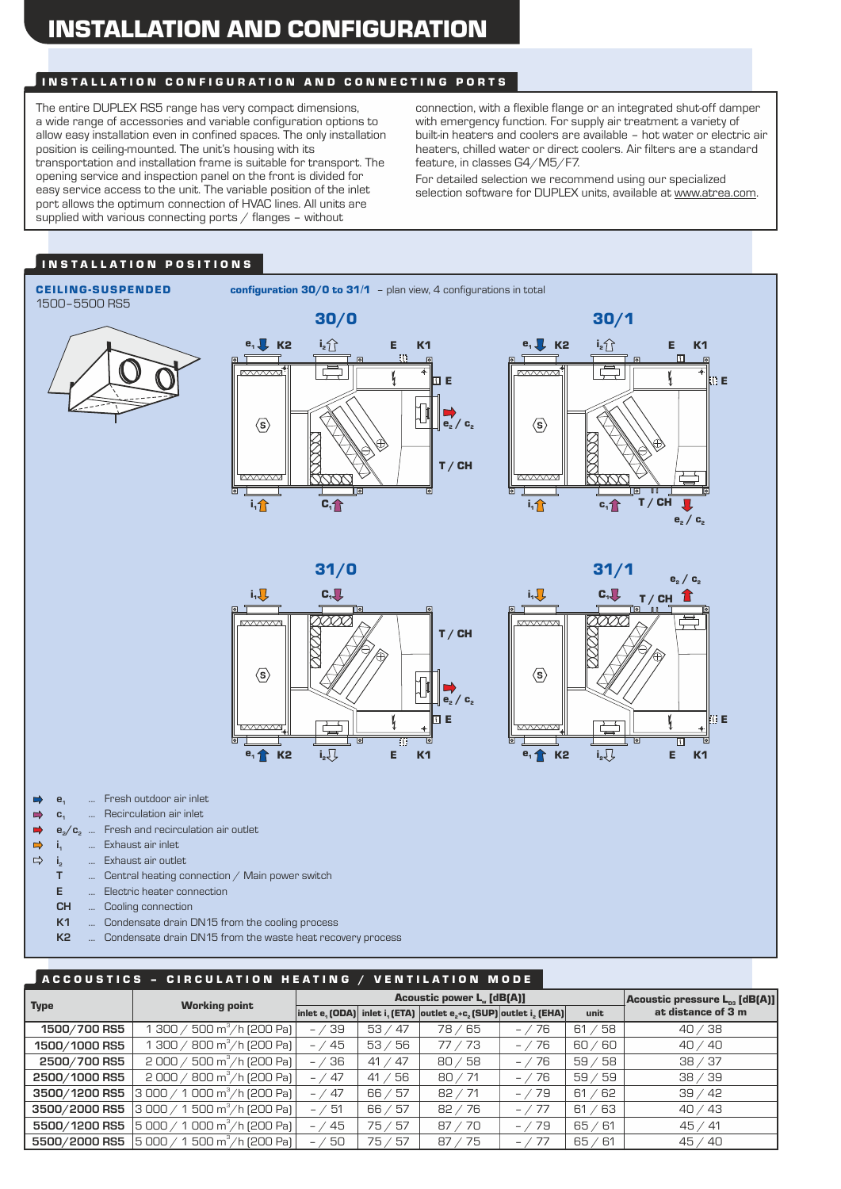# INSTALLATION AND CONFIGURATION

## INSTALLATION CONFIGURATION AND CONNECTING PORTS

The entire DUPLEX RS5 range has very compact dimensions, a wide range of accessories and variable configuration options to allow easy installation even in confined spaces. The only installation position is ceiling-mounted. The unit's housing with its transportation and installation frame is suitable for transport. The opening service and inspection panel on the front is divided for easy service access to the unit. The variable position of the inlet port allows the optimum connection of HVAC lines. All units are supplied with various connecting ports / flanges – without connection, with a flexible flange or an integrated shut-off damper with emergency function. For supply air treatment a variety of built-in heaters and coolers are available – hot water or electric air heaters, chilled water or direct coolers. Air filters are a standard feature, in classes G4/M5/F7.

For detailed selection we recommend using our specialized selection software for DUPLEX units, available at www.atrea.com.

## INSTALLATION POSITIONS

**CEILING-SUSPENDED**
1500–5500 RS5

**configuration 30/0 to 31/1** – plan view, 4 configurations in total

**30/0** **30/1** **31/0** **31/1**

- $e_1$ ... Fresh outdoor air inlet
- $c_1$ ... Recirculation air inlet
- $e_2/c_2$ ... Fresh and recirculation air outlet
- $i_1$ ... Exhaust air inlet
- $i_2$ ... Exhaust air outlet
- T ... Central heating connection / Main power switch
- E ... Electric heater connection
- CH ... Cooling connection
- K1 ... Condensate drain DN15 from the cooling process
- K2 ... Condensate drain DN15 from the waste heat recovery process

## ACCOUSTICS – CIRCULATION HEATING / VENTILATION MODE

| Type | Working point | Acoustic power $L_w$ [dB(A)] | | | | | Acoustic pressure $L_{p3}$ [dB(A)] at distance of 3 m |
|---|---|---|---|---|---|---|---|
| | | inlet $e_1$ (ODA) | inlet $i_1$ (ETA) | outlet $e_2$+$c_2$ (SUP) | outlet $i_2$ (EHA) | unit | |
| 1500/700 RS5 | 1 300 / 500 m³/h (200 Pa) | – / 39 | 53 / 47 | 78 / 65 | – / 76 | 61 / 58 | 40 / 38 |
| 1500/1000 RS5 | 1 300 / 800 m³/h (200 Pa) | – / 45 | 53 / 56 | 77 / 73 | – / 76 | 60 / 60 | 40 / 40 |
| 2500/700 RS5 | 2 000 / 500 m³/h (200 Pa) | – / 36 | 41 / 47 | 80 / 58 | – / 76 | 59 / 58 | 38 / 37 |
| 2500/1000 RS5 | 2 000 / 800 m³/h (200 Pa) | – / 47 | 41 / 56 | 80 / 71 | – / 76 | 59 / 59 | 38 / 39 |
| 3500/1200 RS5 | 3 000 / 1 000 m³/h (200 Pa) | – / 47 | 66 / 57 | 82 / 71 | – / 79 | 61 / 62 | 39 / 42 |
| 3500/2000 RS5 | 3 000 / 1 500 m³/h (200 Pa) | – / 51 | 66 / 57 | 82 / 76 | – / 77 | 61 / 63 | 40 / 43 |
| 5500/1200 RS5 | 5 000 / 1 000 m³/h (200 Pa) | – / 45 | 75 / 57 | 87 / 70 | – / 79 | 65 / 61 | 45 / 41 |
| 5500/2000 RS5 | 5 000 / 1 500 m³/h (200 Pa) | – / 50 | 75 / 57 | 87 / 75 | – / 77 | 65 / 61 | 45 / 40 |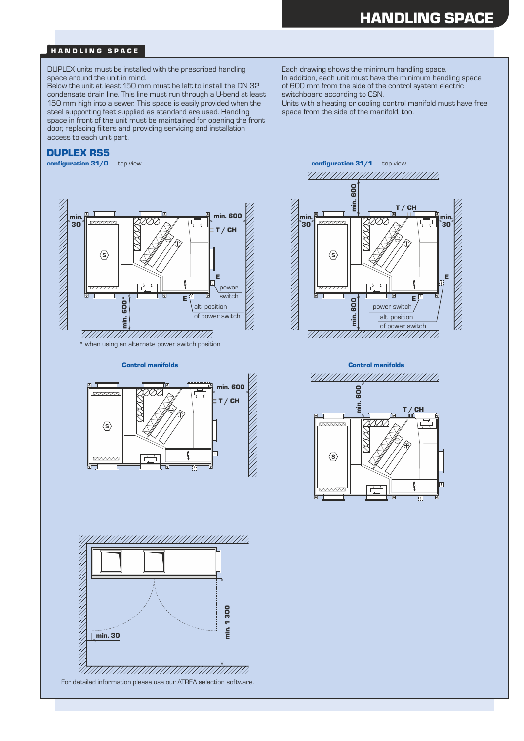# HANDLING SPACE

## HANDLING SPACE

DUPLEX units must be installed with the prescribed handling space around the unit in mind.
Below the unit at least 150 mm must be left to install the DN 32 condensate drain line. This line must run through a U-bend at least 150 mm high into a sewer. This space is easily provided when the steel supporting feet supplied as standard are used. Handling space in front of the unit must be maintained for opening the front door, replacing filters and providing servicing and installation access to each unit part.

Each drawing shows the minimum handling space.
In addition, each unit must have the minimum handling space of 600 mm from the side of the control system electric switchboard according to CSN.
Units with a heating or cooling control manifold must have free space from the side of the manifold, too.

### DUPLEX RS5

**configuration 31/0** – top view

min. 30 | min. 600 | T / CH | E | power switch | E | alt. position of power switch | min. 600*

\* when using an alternate power switch position

**configuration 31/1** – top view

min. 600 | T / CH | min. 30 | min. 30 | E | E | power switch | alt. position of power switch | min. 600

**Control manifolds**

min. 600 | T / CH

**Control manifolds**

min. 600 | T / CH

min. 30 | min. 1 300

For detailed information please use our ATREA selection software.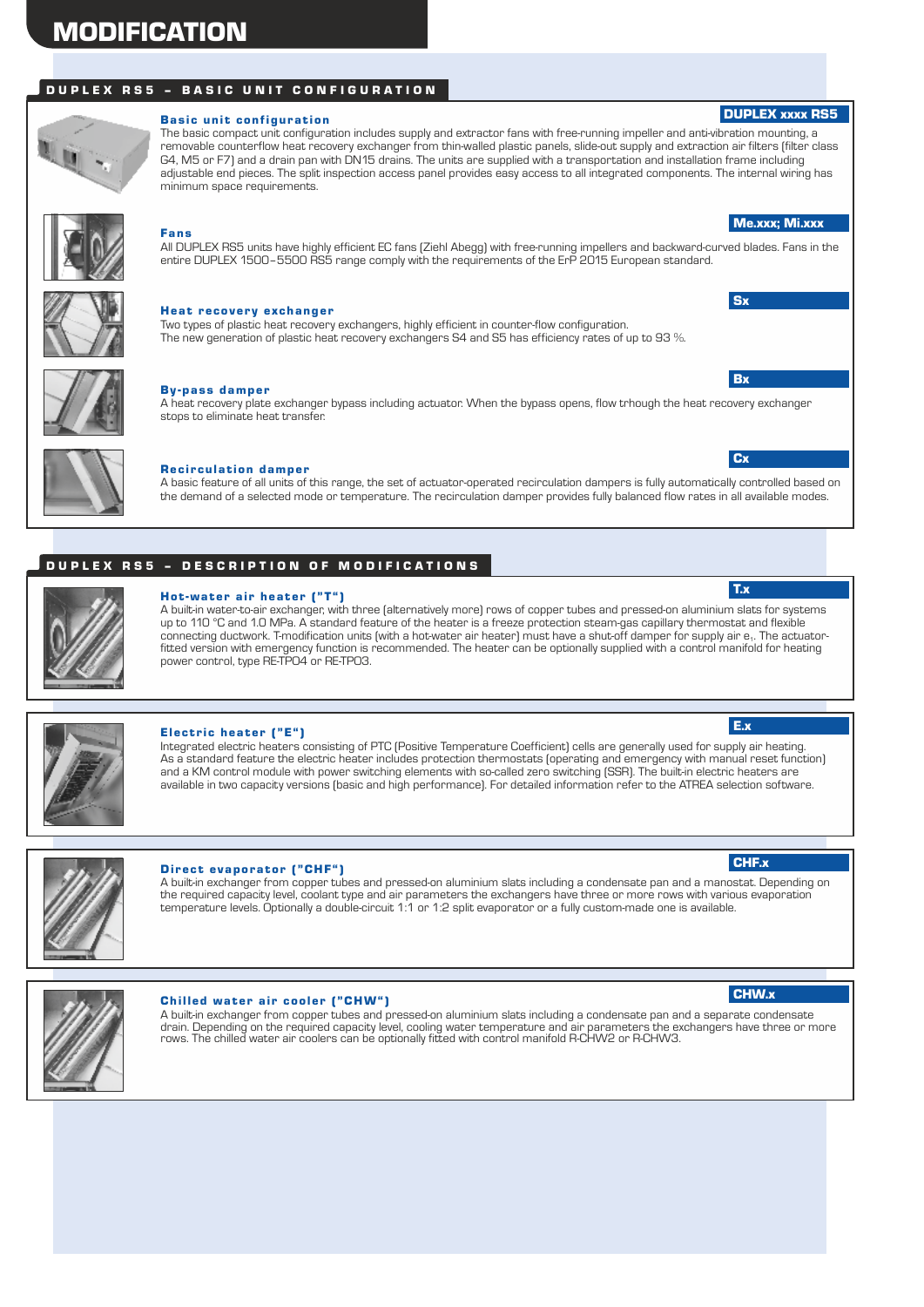# MODIFICATION

## DUPLEX RS5 – BASIC UNIT CONFIGURATION

### Basic unit configuration

**DUPLEX xxxx RS5**

The basic compact unit configuration includes supply and extractor fans with free-running impeller and anti-vibration mounting, a removable counterflow heat recovery exchanger from thin-walled plastic panels, slide-out supply and extraction air filters (filter class G4, M5 or F7) and a drain pan with DN15 drains. The units are supplied with a transportation and installation frame including adjustable end pieces. The split inspection access panel provides easy access to all integrated components. The internal wiring has minimum space requirements.

### Fans

**Me.xxx; Mi.xxx**

All DUPLEX RS5 units have highly efficient EC fans (Ziehl Abegg) with free-running impellers and backward-curved blades. Fans in the entire DUPLEX 1500–5500 RS5 range comply with the requirements of the ErP 2015 European standard.

### Heat recovery exchanger

**Sx**

Two types of plastic heat recovery exchangers, highly efficient in counter-flow configuration.
The new generation of plastic heat recovery exchangers S4 and S5 has efficiency rates of up to 93 %.

### By-pass damper

**Bx**

A heat recovery plate exchanger bypass including actuator. When the bypass opens, flow trhough the heat recovery exchanger stops to eliminate heat transfer.

### Recirculation damper

**Cx**

A basic feature of all units of this range, the set of actuator-operated recirculation dampers is fully automatically controlled based on the demand of a selected mode or temperature. The recirculation damper provides fully balanced flow rates in all available modes.

## DUPLEX RS5 – DESCRIPTION OF MODIFICATIONS

### Hot-water air heater ("T")

**T.x**

A built-in water-to-air exchanger, with three (alternatively more) rows of copper tubes and pressed-on aluminium slats for systems up to 110 °C and 1.0 MPa. A standard feature of the heater is a freeze protection steam-gas capillary thermostat and flexible connecting ductwork. T-modification units (with a hot-water air heater) must have a shut-off damper for supply air $e_1$. The actuator-fitted version with emergency function is recommended. The heater can be optionally supplied with a control manifold for heating power control, type RE-TPO4 or RE-TPO3.

### Electric heater ("E")

**E.x**

Integrated electric heaters consisting of PTC (Positive Temperature Coefficient) cells are generally used for supply air heating. As a standard feature the electric heater includes protection thermostats (operating and emergency with manual reset function) and a KM control module with power switching elements with so-called zero switching (SSR). The built-in electric heaters are available in two capacity versions (basic and high performance). For detailed information refer to the ATREA selection software.

### Direct evaporator ("CHF")

**CHF.x**

A built-in exchanger from copper tubes and pressed-on aluminium slats including a condensate pan and a manostat. Depending on the required capacity level, coolant type and air parameters the exchangers have three or more rows with various evaporation temperature levels. Optionally a double-circuit 1:1 or 1:2 split evaporator or a fully custom-made one is available.

### Chilled water air cooler ("CHW")

**CHW.x**

A built-in exchanger from copper tubes and pressed-on aluminium slats including a condensate pan and a separate condensate drain. Depending on the required capacity level, cooling water temperature and air parameters the exchangers have three or more rows. The chilled water air coolers can be optionally fitted with control manifold R-CHW2 or R-CHW3.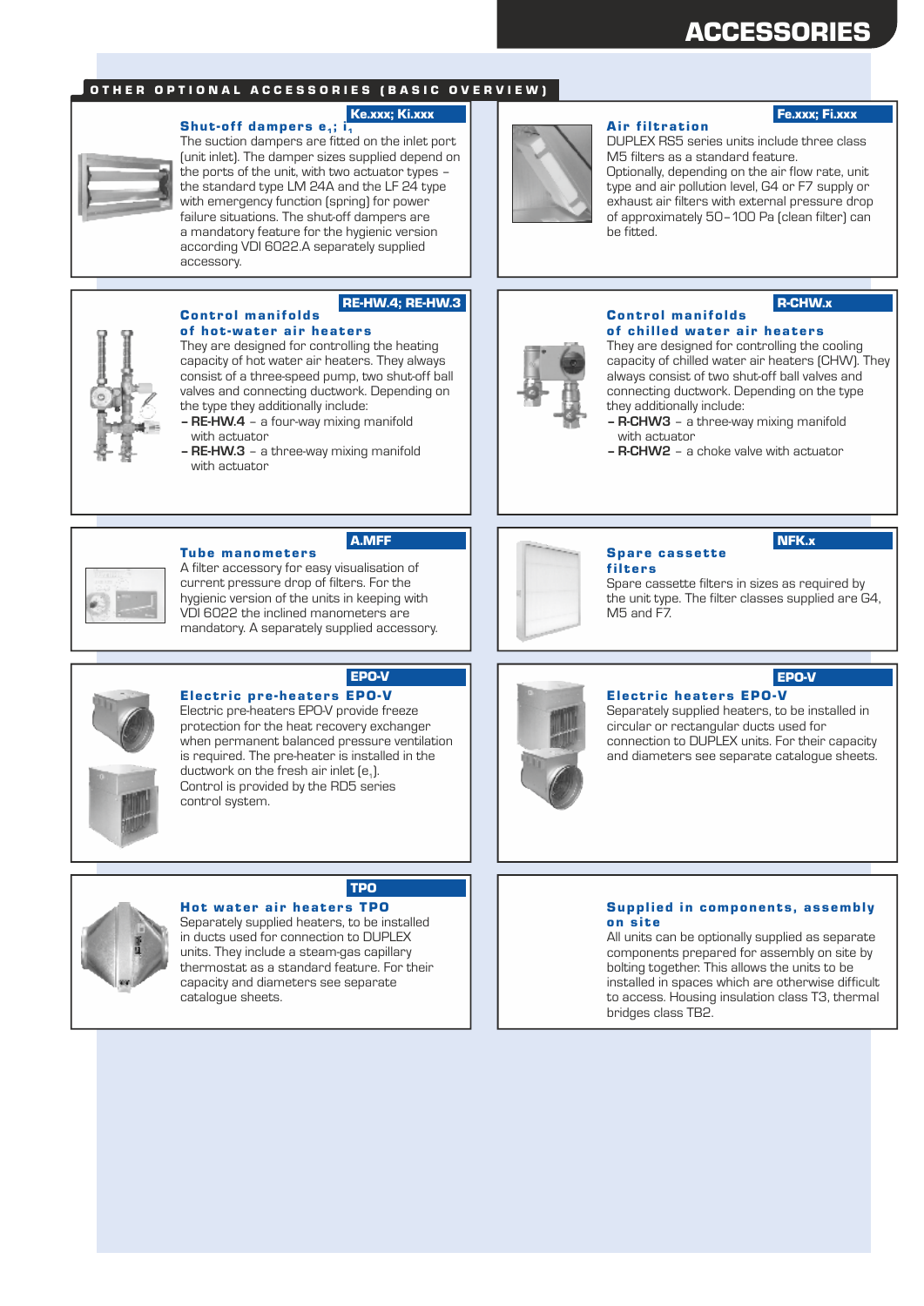## ACCESSORIES

### OTHER OPTIONAL ACCESSORIES (BASIC OVERVIEW)

**Ke.xxx; Ki.xxx**

### Shut-off dampers $e_1$; $i_1$

The suction dampers are fitted on the inlet port (unit inlet). The damper sizes supplied depend on the ports of the unit, with two actuator types – the standard type LM 24A and the LF 24 type with emergency function (spring) for power failure situations. The shut-off dampers are a mandatory feature for the hygienic version according VDI 6022.A separately supplied accessory.

**Fe.xxx; Fi.xxx**

### Air filtration

DUPLEX RS5 series units include three class M5 filters as a standard feature. Optionally, depending on the air flow rate, unit type and air pollution level, G4 or F7 supply or exhaust air filters with external pressure drop of approximately 50–100 Pa (clean filter) can be fitted.

**RE-HW.4; RE-HW.3**

### Control manifolds of hot-water air heaters

They are designed for controlling the heating capacity of hot water air heaters. They always consist of a three-speed pump, two shut-off ball valves and connecting ductwork. Depending on the type they additionally include:

- **RE-HW.4** – a four-way mixing manifold with actuator
- **RE-HW.3** – a three-way mixing manifold with actuator

**R-CHW.x**

### Control manifolds of chilled water air heaters

They are designed for controlling the cooling capacity of chilled water air heaters (CHW). They always consist of two shut-off ball valves and connecting ductwork. Depending on the type they additionally include:

- **R-CHW3** – a three-way mixing manifold with actuator
- **R-CHW2** – a choke valve with actuator

**A.MFF**

### Tube manometers

A filter accessory for easy visualisation of current pressure drop of filters. For the hygienic version of the units in keeping with VDI 6022 the inclined manometers are mandatory. A separately supplied accessory.

**NFK.x**

### Spare cassette filters

Spare cassette filters in sizes as required by the unit type. The filter classes supplied are G4, M5 and F7.

**EPO-V**

### Electric pre-heaters EPO-V

Electric pre-heaters EPO-V provide freeze protection for the heat recovery exchanger when permanent balanced pressure ventilation is required. The pre-heater is installed in the ductwork on the fresh air inlet ($e_1$).
Control is provided by the RD5 series control system.

**EPO-V**

### Electric heaters EPO-V

Separately supplied heaters, to be installed in circular or rectangular ducts used for connection to DUPLEX units. For their capacity and diameters see separate catalogue sheets.

**TPO**

### Hot water air heaters TPO

Separately supplied heaters, to be installed in ducts used for connection to DUPLEX units. They include a steam-gas capillary thermostat as a standard feature. For their capacity and diameters see separate catalogue sheets.

### Supplied in components, assembly on site

All units can be optionally supplied as separate components prepared for assembly on site by bolting together. This allows the units to be installed in spaces which are otherwise difficult to access. Housing insulation class T3, thermal bridges class TB2.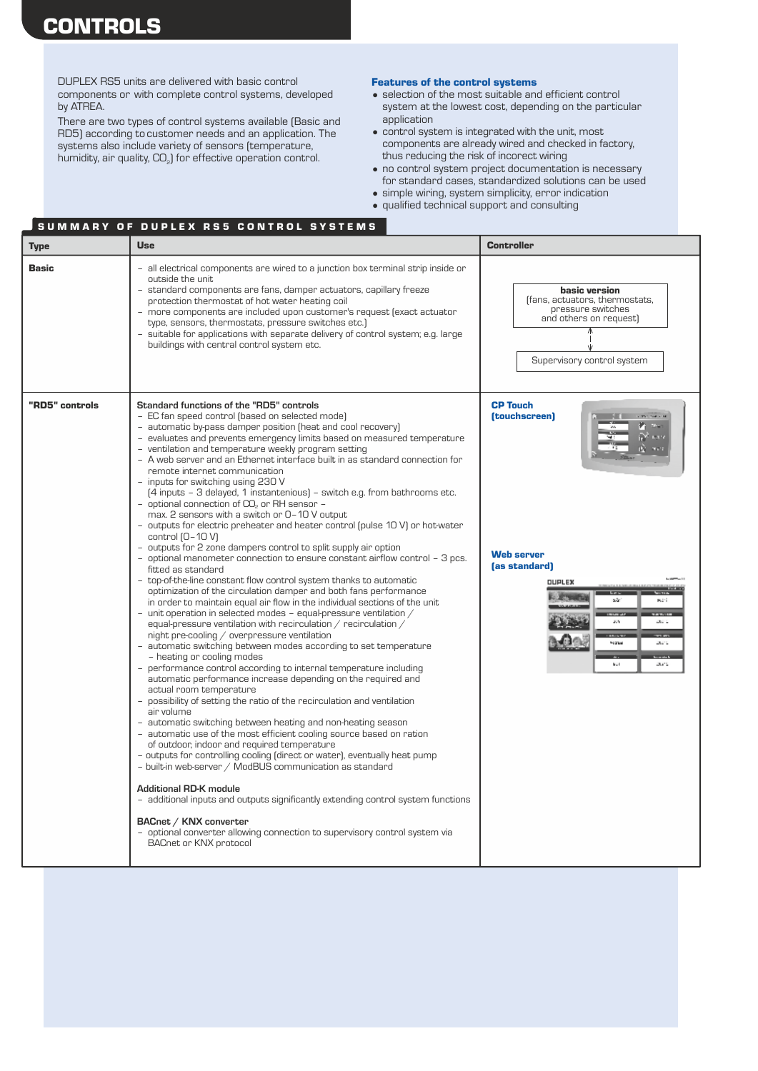# CONTROLS

DUPLEX RS5 units are delivered with basic control components or with complete control systems, developed by ATREA.

There are two types of control systems available (Basic and RD5) according to customer needs and an application. The systems also include variety of sensors (temperature, humidity, air quality, $CO_2$) for effective operation control.

**Features of the control systems**

- selection of the most suitable and efficient control system at the lowest cost, depending on the particular application
- control system is integrated with the unit, most components are already wired and checked in factory, thus reducing the risk of incorect wiring
- no control system project documentation is necessary for standard cases, standardized solutions can be used
- simple wiring, system simplicity, error indication
- qualified technical support and consulting

## SUMMARY OF DUPLEX RS5 CONTROL SYSTEMS

| Type | Use | Controller |
|---|---|---|
| **Basic** | – all electrical components are wired to a junction box terminal strip inside or outside the unit<br>– standard components are fans, damper actuators, capillary freeze protection thermostat of hot water heating coil<br>– more components are included upon customer's request (exact actuator type, sensors, thermostats, pressure switches etc.)<br>– suitable for applications with separate delivery of control system; e.g. large buildings with central control system etc. | **basic version** (fans, actuators, thermostats, pressure switches and others on request)<br>↕<br>Supervisory control system |
| **"RD5" controls** | **Standard functions of the "RD5" controls**<br>– EC fan speed control (based on selected mode)<br>– automatic by-pass damper position (heat and cool recovery)<br>– evaluates and prevents emergency limits based on measured temperature<br>– ventilation and temperature weekly program setting<br>– A web server and an Ethernet interface built in as standard connection for remote internet communication<br>– inputs for switching using 230 V (4 inputs – 3 delayed, 1 instantenious) – switch e.g. from bathrooms etc.<br>– optional connection of $CO_2$ or RH sensor – max. 2 sensors with a switch or 0–10 V output<br>– outputs for electric preheater and heater control (pulse 10 V) or hot-water control (0–10 V)<br>– outputs for 2 zone dampers control to split supply air option<br>– optional manometer connection to ensure constant airflow control – 3 pcs. fitted as standard<br>– top-of-the-line constant flow control system thanks to automatic optimization of the circulation damper and both fans performance in order to maintain equal air flow in the individual sections of the unit<br>– unit operation in selected modes – equal-pressure ventilation / equal-pressure ventilation with recirculation / recirculation / night pre-cooling / overpressure ventilation<br>– automatic switching between modes according to set temperature – heating or cooling modes<br>– performance control according to internal temperature including automatic performance increase depending on the required and actual room temperature<br>– possibility of setting the ratio of the recirculation and ventilation air volume<br>– automatic switching between heating and non-heating season<br>– automatic use of the most efficient cooling source based on ration of outdoor, indoor and required temperature<br>– outputs for controlling cooling (direct or water), eventually heat pump<br>– built-in web-server / ModBUS communication as standard<br><br>**Additional RD-K module**<br>– additional inputs and outputs significantly extending control system functions<br><br>**BACnet / KNX converter**<br>– optional converter allowing connection to supervisory control system via BACnet or KNX protocol | **CP Touch (touchscreen)**<br><br>**Web server (as standard)** |